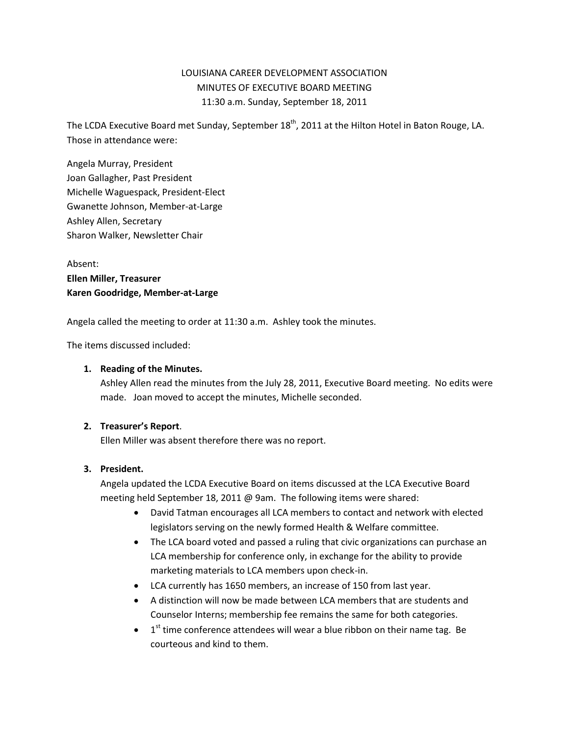LOUISIANA CAREER DEVELOPMENT ASSOCIATION
MINUTES OF EXECUTIVE BOARD MEETING
11:30 a.m. Sunday, September 18, 2011

The LCDA Executive Board met Sunday, September 18th, 2011 at the Hilton Hotel in Baton Rouge, LA. Those in attendance were:

Angela Murray, President
Joan Gallagher, Past President
Michelle Waguespack, President-Elect
Gwanette Johnson, Member-at-Large
Ashley Allen, Secretary
Sharon Walker, Newsletter Chair

Absent:
**Ellen Miller, Treasurer**
**Karen Goodridge, Member-at-Large**

Angela called the meeting to order at 11:30 a.m. Ashley took the minutes.

The items discussed included:

1. **Reading of the Minutes.**
   Ashley Allen read the minutes from the July 28, 2011, Executive Board meeting. No edits were made. Joan moved to accept the minutes, Michelle seconded.

2. **Treasurer's Report**.
   Ellen Miller was absent therefore there was no report.

3. **President.**
   Angela updated the LCDA Executive Board on items discussed at the LCA Executive Board meeting held September 18, 2011 @ 9am. The following items were shared:
   - David Tatman encourages all LCA members to contact and network with elected legislators serving on the newly formed Health & Welfare committee.
   - The LCA board voted and passed a ruling that civic organizations can purchase an LCA membership for conference only, in exchange for the ability to provide marketing materials to LCA members upon check-in.
   - LCA currently has 1650 members, an increase of 150 from last year.
   - A distinction will now be made between LCA members that are students and Counselor Interns; membership fee remains the same for both categories.
   - 1st time conference attendees will wear a blue ribbon on their name tag. Be courteous and kind to them.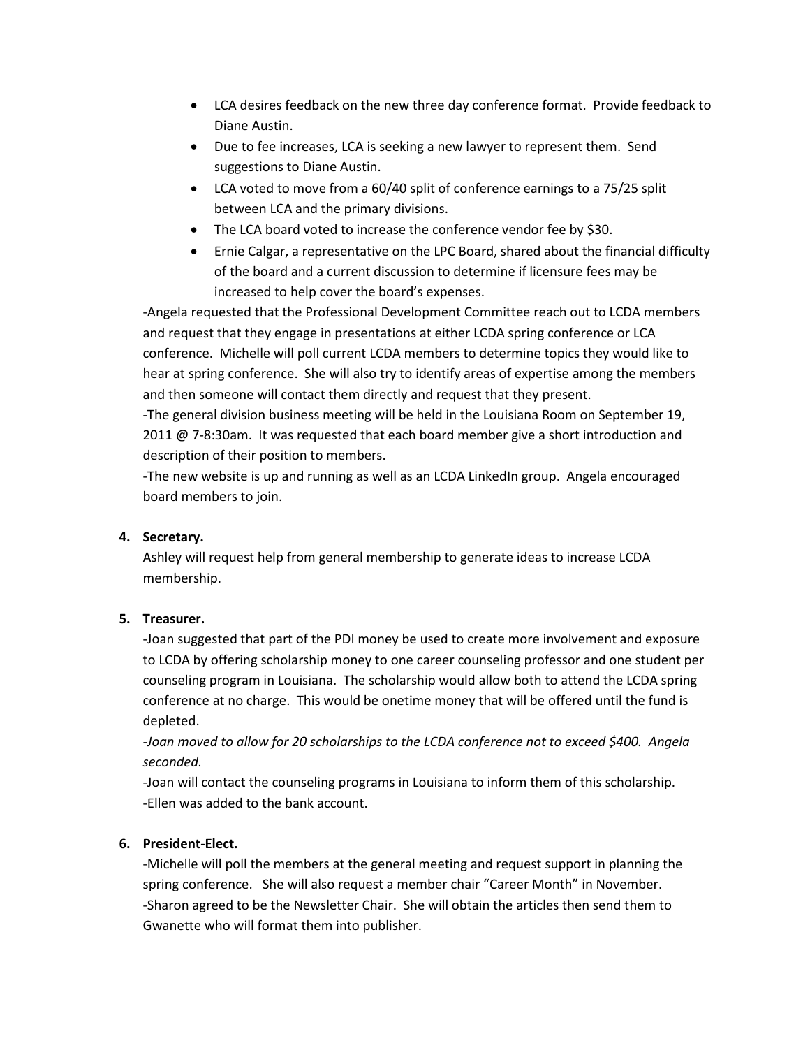- LCA desires feedback on the new three day conference format. Provide feedback to Diane Austin.
- Due to fee increases, LCA is seeking a new lawyer to represent them. Send suggestions to Diane Austin.
- LCA voted to move from a 60/40 split of conference earnings to a 75/25 split between LCA and the primary divisions.
- The LCA board voted to increase the conference vendor fee by $30.
- Ernie Calgar, a representative on the LPC Board, shared about the financial difficulty of the board and a current discussion to determine if licensure fees may be increased to help cover the board's expenses.

-Angela requested that the Professional Development Committee reach out to LCDA members and request that they engage in presentations at either LCDA spring conference or LCA conference. Michelle will poll current LCDA members to determine topics they would like to hear at spring conference. She will also try to identify areas of expertise among the members and then someone will contact them directly and request that they present.

-The general division business meeting will be held in the Louisiana Room on September 19, 2011 @ 7-8:30am. It was requested that each board member give a short introduction and description of their position to members.

-The new website is up and running as well as an LCDA LinkedIn group. Angela encouraged board members to join.

4. **Secretary.**

   Ashley will request help from general membership to generate ideas to increase LCDA membership.

5. **Treasurer.**

   -Joan suggested that part of the PDI money be used to create more involvement and exposure to LCDA by offering scholarship money to one career counseling professor and one student per counseling program in Louisiana. The scholarship would allow both to attend the LCDA spring conference at no charge. This would be onetime money that will be offered until the fund is depleted.

   *-Joan moved to allow for 20 scholarships to the LCDA conference not to exceed $400. Angela seconded.*

   -Joan will contact the counseling programs in Louisiana to inform them of this scholarship.

   -Ellen was added to the bank account.

6. **President-Elect.**

   -Michelle will poll the members at the general meeting and request support in planning the spring conference. She will also request a member chair "Career Month" in November.

   -Sharon agreed to be the Newsletter Chair. She will obtain the articles then send them to Gwanette who will format them into publisher.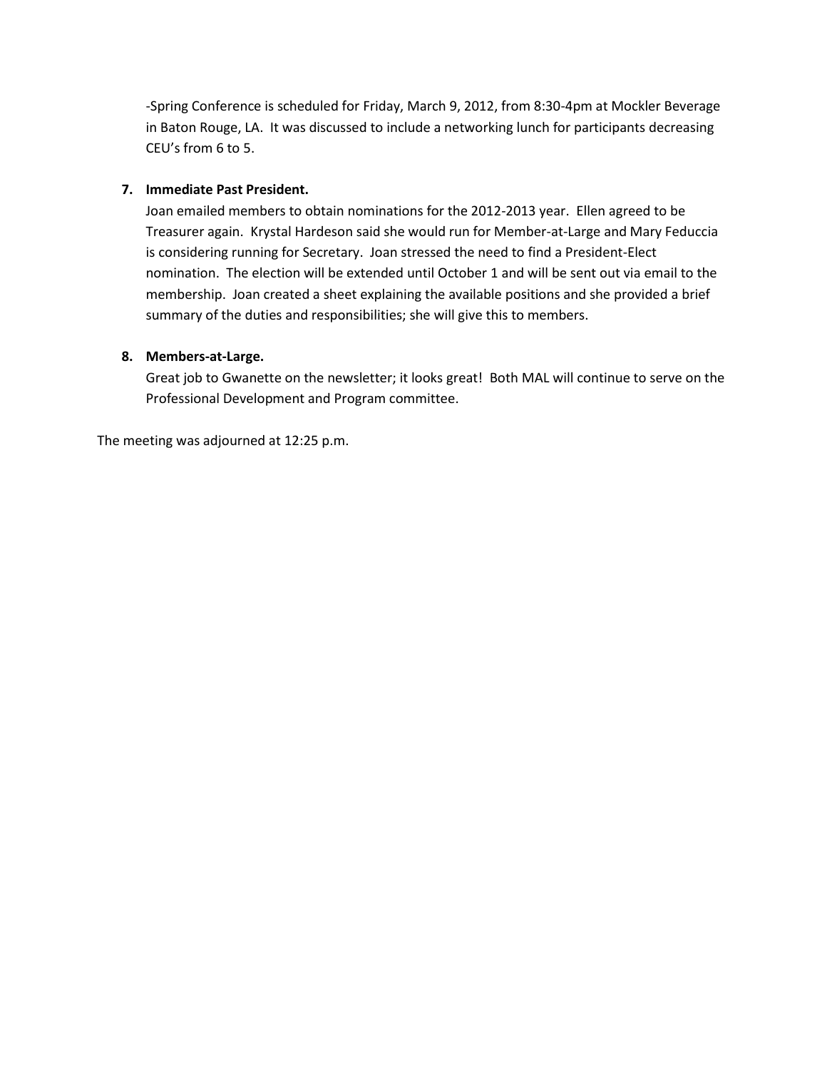-Spring Conference is scheduled for Friday, March 9, 2012, from 8:30-4pm at Mockler Beverage in Baton Rouge, LA. It was discussed to include a networking lunch for participants decreasing CEU's from 6 to 5.

7. **Immediate Past President.**
   Joan emailed members to obtain nominations for the 2012-2013 year. Ellen agreed to be Treasurer again. Krystal Hardeson said she would run for Member-at-Large and Mary Feduccia is considering running for Secretary. Joan stressed the need to find a President-Elect nomination. The election will be extended until October 1 and will be sent out via email to the membership. Joan created a sheet explaining the available positions and she provided a brief summary of the duties and responsibilities; she will give this to members.

8. **Members-at-Large.**
   Great job to Gwanette on the newsletter; it looks great! Both MAL will continue to serve on the Professional Development and Program committee.

The meeting was adjourned at 12:25 p.m.